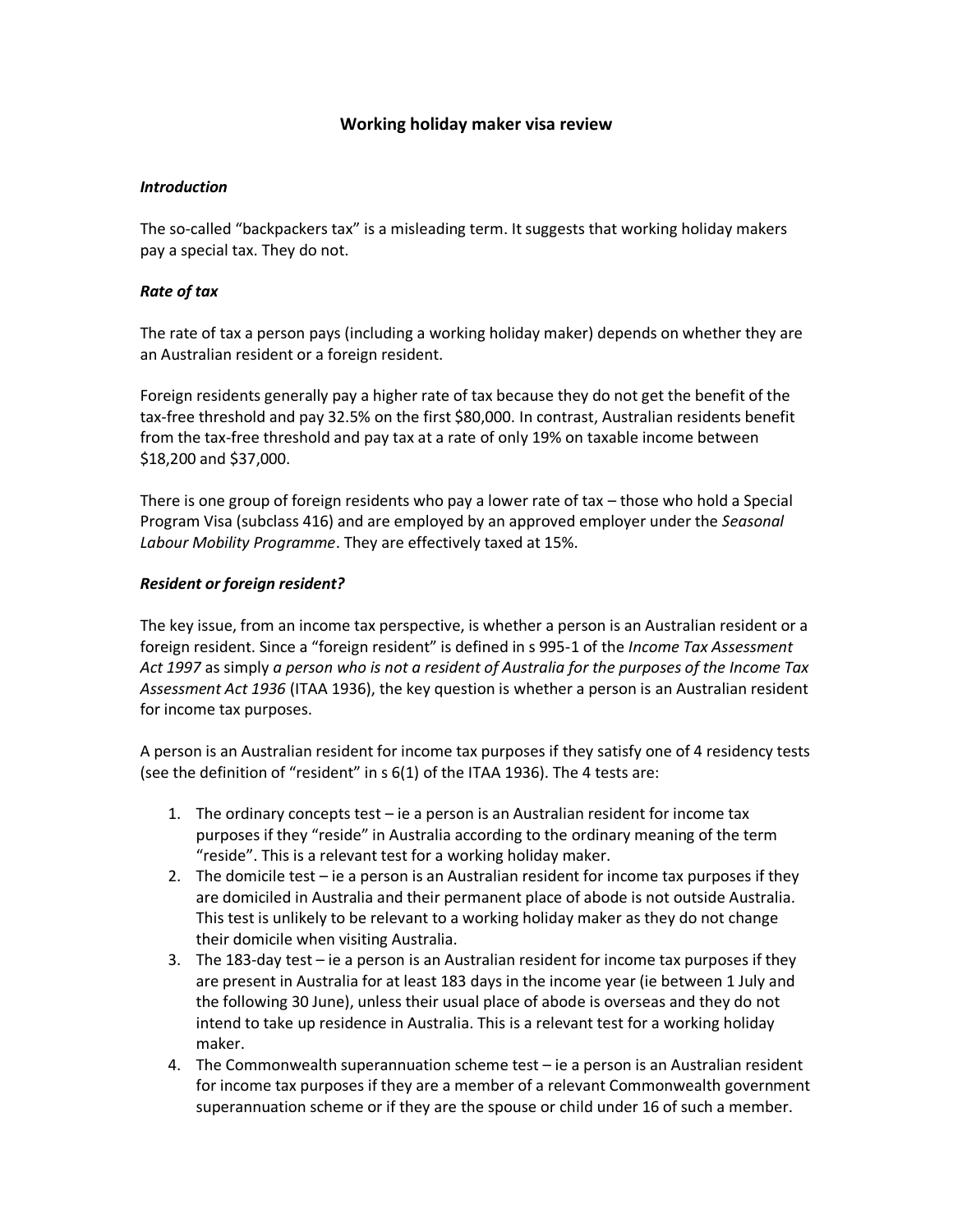# Working holiday maker visa review

### *Introduction*

The so-called "backpackers tax" is a misleading term. It suggests that working holiday makers pay a special tax. They do not.

### *Rate of tax*

The rate of tax a person pays (including a working holiday maker) depends on whether they are an Australian resident or a foreign resident.

Foreign residents generally pay a higher rate of tax because they do not get the benefit of the tax-free threshold and pay 32.5% on the first $80,000. In contrast, Australian residents benefit from the tax-free threshold and pay tax at a rate of only 19% on taxable income between $18,200 and $37,000.

There is one group of foreign residents who pay a lower rate of tax – those who hold a Special Program Visa (subclass 416) and are employed by an approved employer under the *Seasonal Labour Mobility Programme*. They are effectively taxed at 15%.

### *Resident or foreign resident?*

The key issue, from an income tax perspective, is whether a person is an Australian resident or a foreign resident. Since a "foreign resident" is defined in s 995-1 of the *Income Tax Assessment Act 1997* as simply *a person who is not a resident of Australia for the purposes of the Income Tax Assessment Act 1936* (ITAA 1936), the key question is whether a person is an Australian resident for income tax purposes.

A person is an Australian resident for income tax purposes if they satisfy one of 4 residency tests (see the definition of "resident" in s 6(1) of the ITAA 1936). The 4 tests are:

1. The ordinary concepts test – ie a person is an Australian resident for income tax purposes if they "reside" in Australia according to the ordinary meaning of the term "reside". This is a relevant test for a working holiday maker.
2. The domicile test – ie a person is an Australian resident for income tax purposes if they are domiciled in Australia and their permanent place of abode is not outside Australia. This test is unlikely to be relevant to a working holiday maker as they do not change their domicile when visiting Australia.
3. The 183-day test – ie a person is an Australian resident for income tax purposes if they are present in Australia for at least 183 days in the income year (ie between 1 July and the following 30 June), unless their usual place of abode is overseas and they do not intend to take up residence in Australia. This is a relevant test for a working holiday maker.
4. The Commonwealth superannuation scheme test – ie a person is an Australian resident for income tax purposes if they are a member of a relevant Commonwealth government superannuation scheme or if they are the spouse or child under 16 of such a member.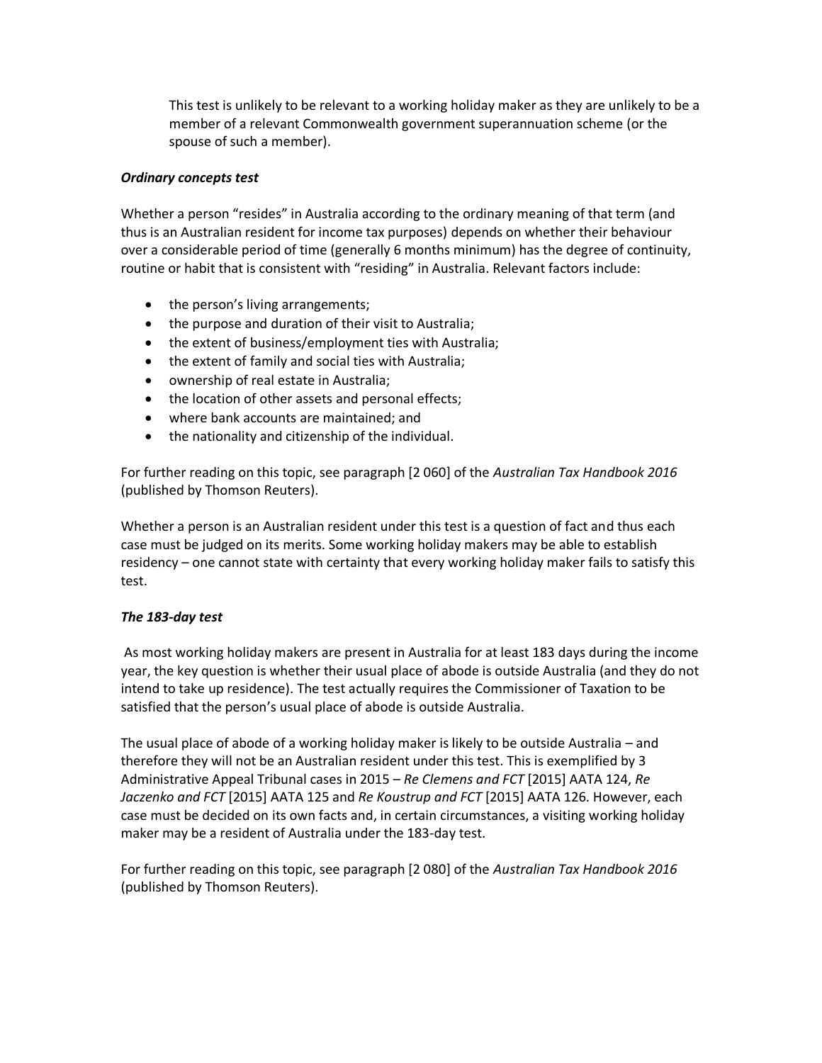This test is unlikely to be relevant to a working holiday maker as they are unlikely to be a member of a relevant Commonwealth government superannuation scheme (or the spouse of such a member).

***Ordinary concepts test***

Whether a person "resides" in Australia according to the ordinary meaning of that term (and thus is an Australian resident for income tax purposes) depends on whether their behaviour over a considerable period of time (generally 6 months minimum) has the degree of continuity, routine or habit that is consistent with "residing" in Australia. Relevant factors include:

- the person's living arrangements;
- the purpose and duration of their visit to Australia;
- the extent of business/employment ties with Australia;
- the extent of family and social ties with Australia;
- ownership of real estate in Australia;
- the location of other assets and personal effects;
- where bank accounts are maintained; and
- the nationality and citizenship of the individual.

For further reading on this topic, see paragraph [2 060] of the *Australian Tax Handbook 2016* (published by Thomson Reuters).

Whether a person is an Australian resident under this test is a question of fact and thus each case must be judged on its merits. Some working holiday makers may be able to establish residency – one cannot state with certainty that every working holiday maker fails to satisfy this test.

***The 183-day test***

As most working holiday makers are present in Australia for at least 183 days during the income year, the key question is whether their usual place of abode is outside Australia (and they do not intend to take up residence). The test actually requires the Commissioner of Taxation to be satisfied that the person's usual place of abode is outside Australia.

The usual place of abode of a working holiday maker is likely to be outside Australia – and therefore they will not be an Australian resident under this test. This is exemplified by 3 Administrative Appeal Tribunal cases in 2015 – *Re Clemens and FCT* [2015] AATA 124, *Re Jaczenko and FCT* [2015] AATA 125 and *Re Koustrup and FCT* [2015] AATA 126. However, each case must be decided on its own facts and, in certain circumstances, a visiting working holiday maker may be a resident of Australia under the 183-day test.

For further reading on this topic, see paragraph [2 080] of the *Australian Tax Handbook 2016* (published by Thomson Reuters).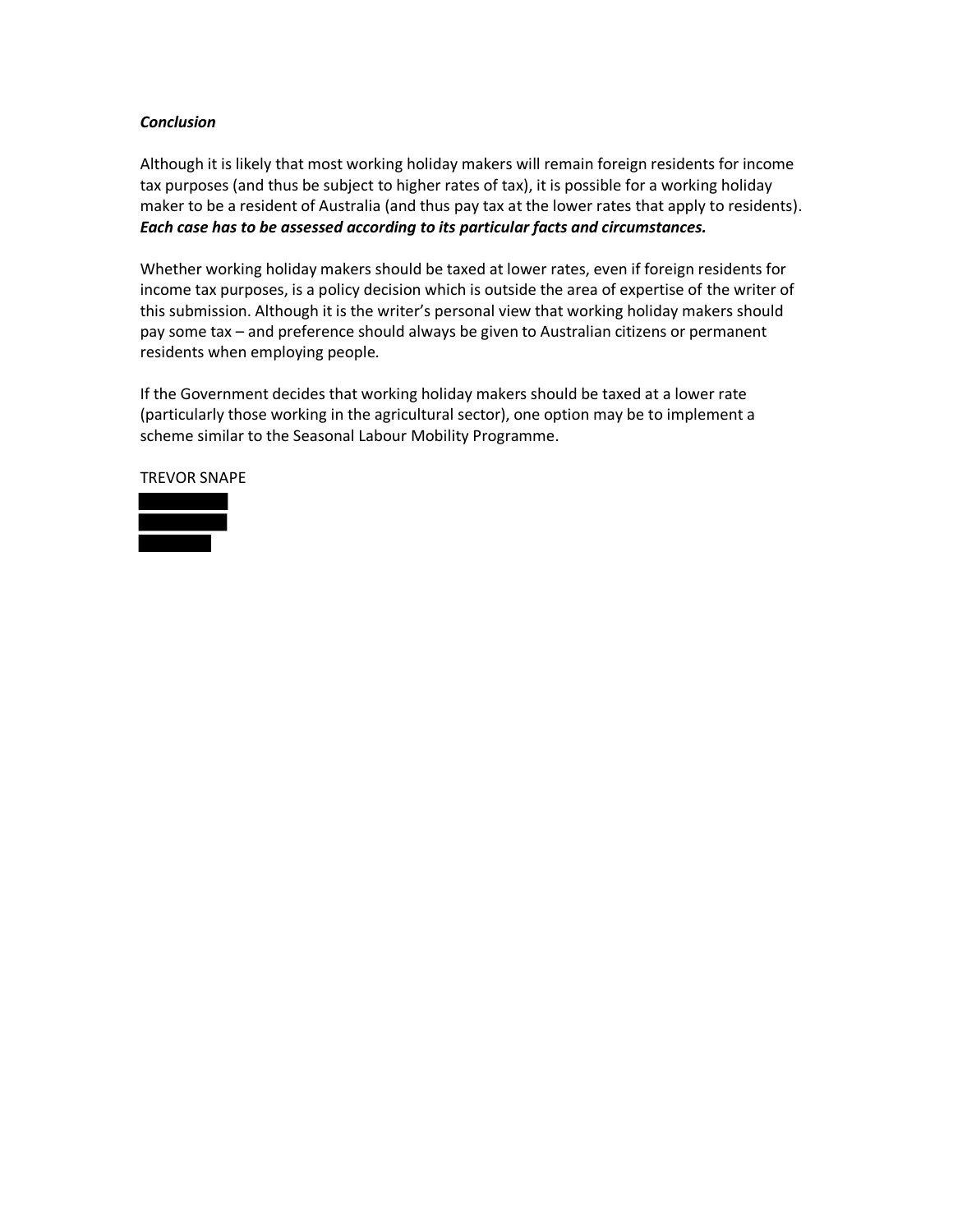***Conclusion***

Although it is likely that most working holiday makers will remain foreign residents for income tax purposes (and thus be subject to higher rates of tax), it is possible for a working holiday maker to be a resident of Australia (and thus pay tax at the lower rates that apply to residents). ***Each case has to be assessed according to its particular facts and circumstances.***

Whether working holiday makers should be taxed at lower rates, even if foreign residents for income tax purposes, is a policy decision which is outside the area of expertise of the writer of this submission. Although it is the writer's personal view that working holiday makers should pay some tax – and preference should always be given to Australian citizens or permanent residents when employing people.

If the Government decides that working holiday makers should be taxed at a lower rate (particularly those working in the agricultural sector), one option may be to implement a scheme similar to the Seasonal Labour Mobility Programme.

TREVOR SNAPE